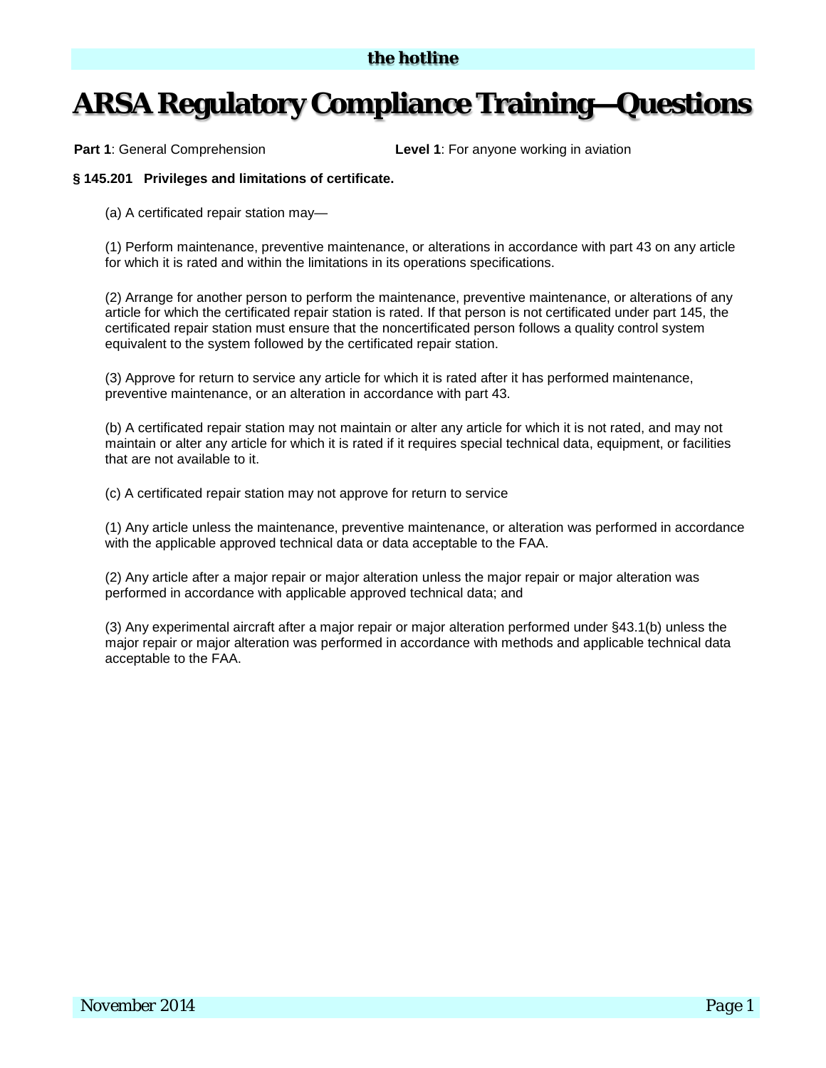# ARSA Regulatory Compliance Training—Questions

**Part 1**: General Comprehension

**Level 1**: For anyone working in aviation

**§ 145.201 Privileges and limitations of certificate.**

(a) A certificated repair station may—

(1) Perform maintenance, preventive maintenance, or alterations in accordance with part 43 on any article for which it is rated and within the limitations in its operations specifications.

(2) Arrange for another person to perform the maintenance, preventive maintenance, or alterations of any article for which the certificated repair station is rated. If that person is not certificated under part 145, the certificated repair station must ensure that the noncertificated person follows a quality control system equivalent to the system followed by the certificated repair station.

(3) Approve for return to service any article for which it is rated after it has performed maintenance, preventive maintenance, or an alteration in accordance with part 43.

(b) A certificated repair station may not maintain or alter any article for which it is not rated, and may not maintain or alter any article for which it is rated if it requires special technical data, equipment, or facilities that are not available to it.

(c) A certificated repair station may not approve for return to service

(1) Any article unless the maintenance, preventive maintenance, or alteration was performed in accordance with the applicable approved technical data or data acceptable to the FAA.

(2) Any article after a major repair or major alteration unless the major repair or major alteration was performed in accordance with applicable approved technical data; and

(3) Any experimental aircraft after a major repair or major alteration performed under §43.1(b) unless the major repair or major alteration was performed in accordance with methods and applicable technical data acceptable to the FAA.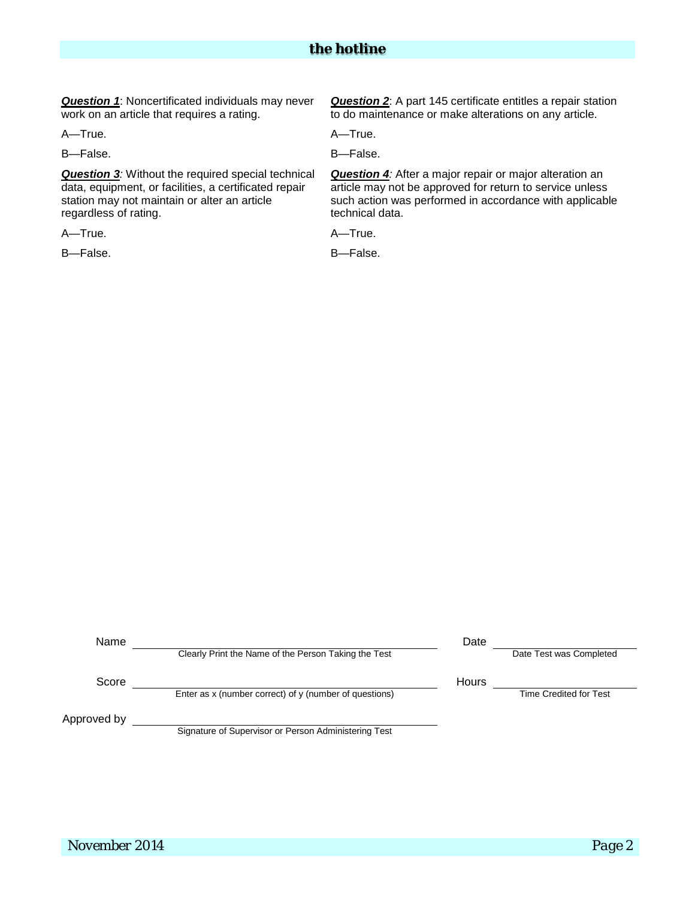***Question 1***: Noncertificated individuals may never work on an article that requires a rating.

A—True.

B—False.

***Question 2***: A part 145 certificate entitles a repair station to do maintenance or make alterations on any article.

A—True.

B—False.

***Question 3***: Without the required special technical data, equipment, or facilities, a certificated repair station may not maintain or alter an article regardless of rating.

A—True.

B—False.

***Question 4***: After a major repair or major alteration an article may not be approved for return to service unless such action was performed in accordance with applicable technical data.

A—True.

B—False.

Name \_\_\_\_\_\_\_\_\_\_\_\_\_\_\_\_\_\_\_\_\_\_\_\_\_\_\_\_\_\_\_\_\_\_\_\_\_\_\_\_
Clearly Print the Name of the Person Taking the Test

Date \_\_\_\_\_\_\_\_\_\_\_\_\_\_\_\_\_\_\_\_
Date Test was Completed

Score \_\_\_\_\_\_\_\_\_\_\_\_\_\_\_\_\_\_\_\_\_\_\_\_\_\_\_\_\_\_\_\_\_\_\_\_\_\_\_\_
Enter as x (number correct) of y (number of questions)

Hours \_\_\_\_\_\_\_\_\_\_\_\_\_\_\_\_\_\_\_\_
Time Credited for Test

Approved by \_\_\_\_\_\_\_\_\_\_\_\_\_\_\_\_\_\_\_\_\_\_\_\_\_\_\_\_\_\_\_\_\_\_\_\_\_\_\_\_
Signature of Supervisor or Person Administering Test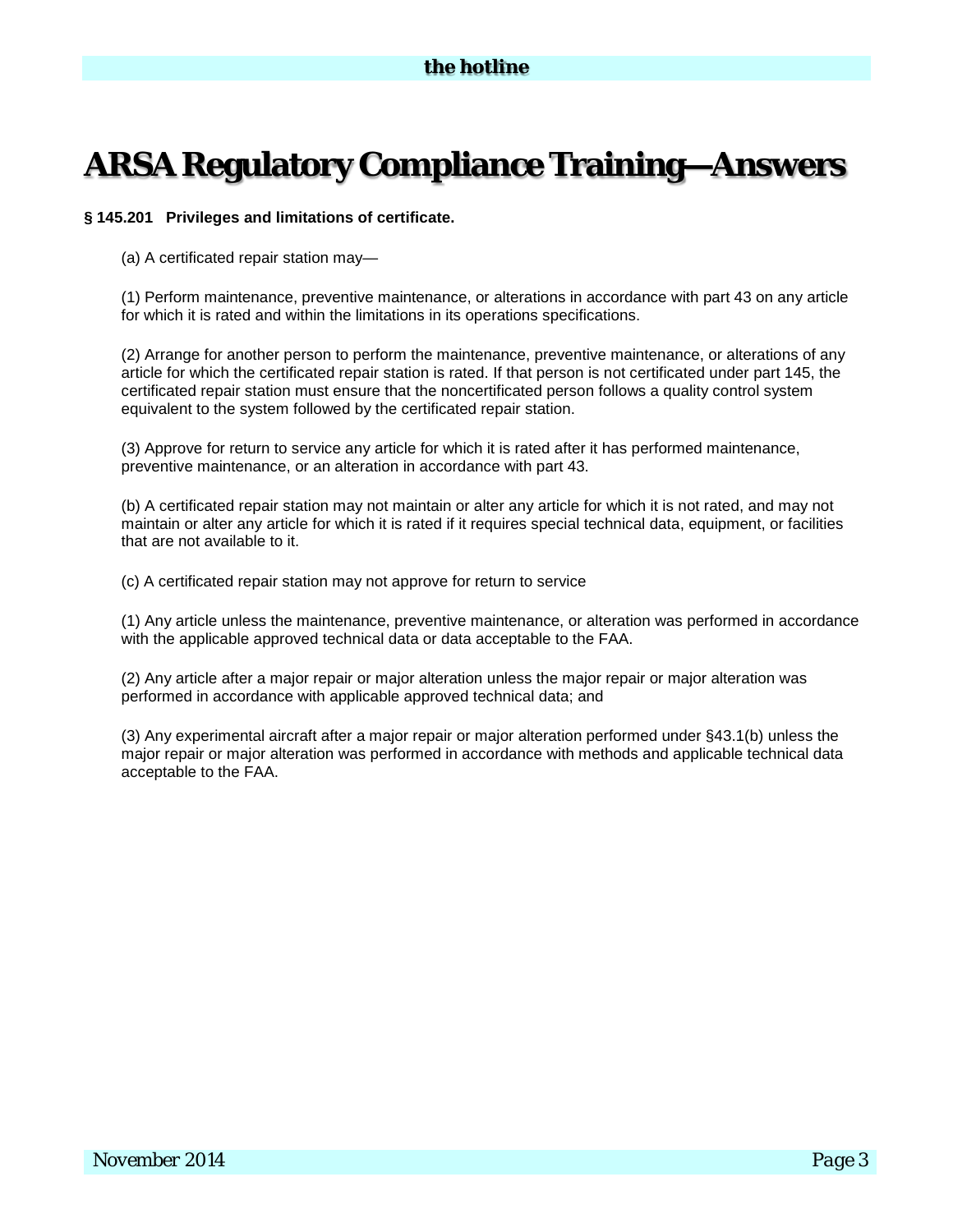# ARSA Regulatory Compliance Training—Answers

**§ 145.201 Privileges and limitations of certificate.**

(a) A certificated repair station may—

(1) Perform maintenance, preventive maintenance, or alterations in accordance with part 43 on any article for which it is rated and within the limitations in its operations specifications.

(2) Arrange for another person to perform the maintenance, preventive maintenance, or alterations of any article for which the certificated repair station is rated. If that person is not certificated under part 145, the certificated repair station must ensure that the noncertificated person follows a quality control system equivalent to the system followed by the certificated repair station.

(3) Approve for return to service any article for which it is rated after it has performed maintenance, preventive maintenance, or an alteration in accordance with part 43.

(b) A certificated repair station may not maintain or alter any article for which it is not rated, and may not maintain or alter any article for which it is rated if it requires special technical data, equipment, or facilities that are not available to it.

(c) A certificated repair station may not approve for return to service

(1) Any article unless the maintenance, preventive maintenance, or alteration was performed in accordance with the applicable approved technical data or data acceptable to the FAA.

(2) Any article after a major repair or major alteration unless the major repair or major alteration was performed in accordance with applicable approved technical data; and

(3) Any experimental aircraft after a major repair or major alteration performed under §43.1(b) unless the major repair or major alteration was performed in accordance with methods and applicable technical data acceptable to the FAA.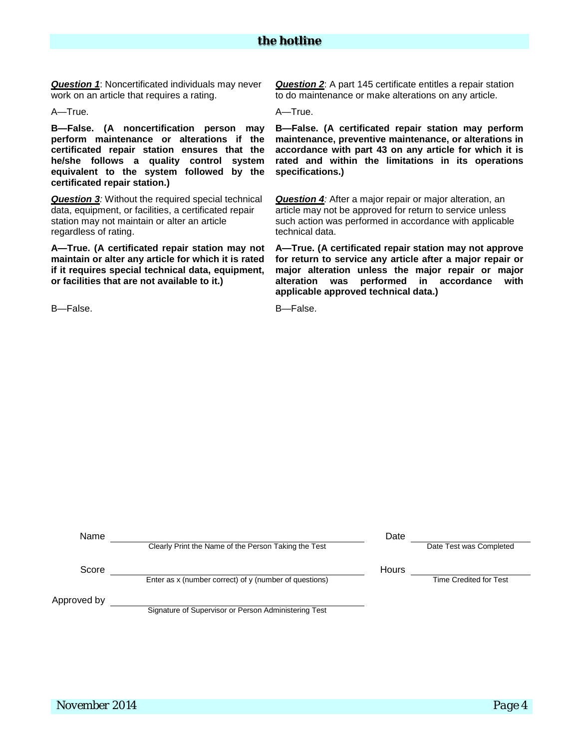***Question 1***: Noncertificated individuals may never work on an article that requires a rating.

A—True.

**B—False. (A noncertification person may perform maintenance or alterations if the certificated repair station ensures that the he/she follows a quality control system equivalent to the system followed by the certificated repair station.)**

***Question 2***: A part 145 certificate entitles a repair station to do maintenance or make alterations on any article.

A—True.

**B—False. (A certificated repair station may perform maintenance, preventive maintenance, or alterations in accordance with part 43 on any article for which it is rated and within the limitations in its operations specifications.)**

***Question 3****:* Without the required special technical data, equipment, or facilities, a certificated repair station may not maintain or alter an article regardless of rating.

**A—True. (A certificated repair station may not maintain or alter any article for which it is rated if it requires special technical data, equipment, or facilities that are not available to it.)**

B—False.

***Question 4****:* After a major repair or major alteration, an article may not be approved for return to service unless such action was performed in accordance with applicable technical data.

**A—True. (A certificated repair station may not approve for return to service any article after a major repair or major alteration unless the major repair or major alteration was performed in accordance with applicable approved technical data.)**

B—False.

Name \_\_\_\_\_\_\_\_\_\_\_\_\_\_\_\_\_\_\_\_\_\_\_\_\_\_\_\_\_\_\_\_\_\_\_\_\_\_\_\_\_\_\_\_\_
Clearly Print the Name of the Person Taking the Test

Date \_\_\_\_\_\_\_\_\_\_\_\_\_\_\_\_\_\_\_\_
Date Test was Completed

Score \_\_\_\_\_\_\_\_\_\_\_\_\_\_\_\_\_\_\_\_\_\_\_\_\_\_\_\_\_\_\_\_\_\_\_\_\_\_\_\_\_\_\_\_\_
Enter as x (number correct) of y (number of questions)

Hours \_\_\_\_\_\_\_\_\_\_\_\_\_\_\_\_\_\_\_\_
Time Credited for Test

Approved by \_\_\_\_\_\_\_\_\_\_\_\_\_\_\_\_\_\_\_\_\_\_\_\_\_\_\_\_\_\_\_\_\_\_\_\_\_\_\_\_\_\_\_\_\_
Signature of Supervisor or Person Administering Test